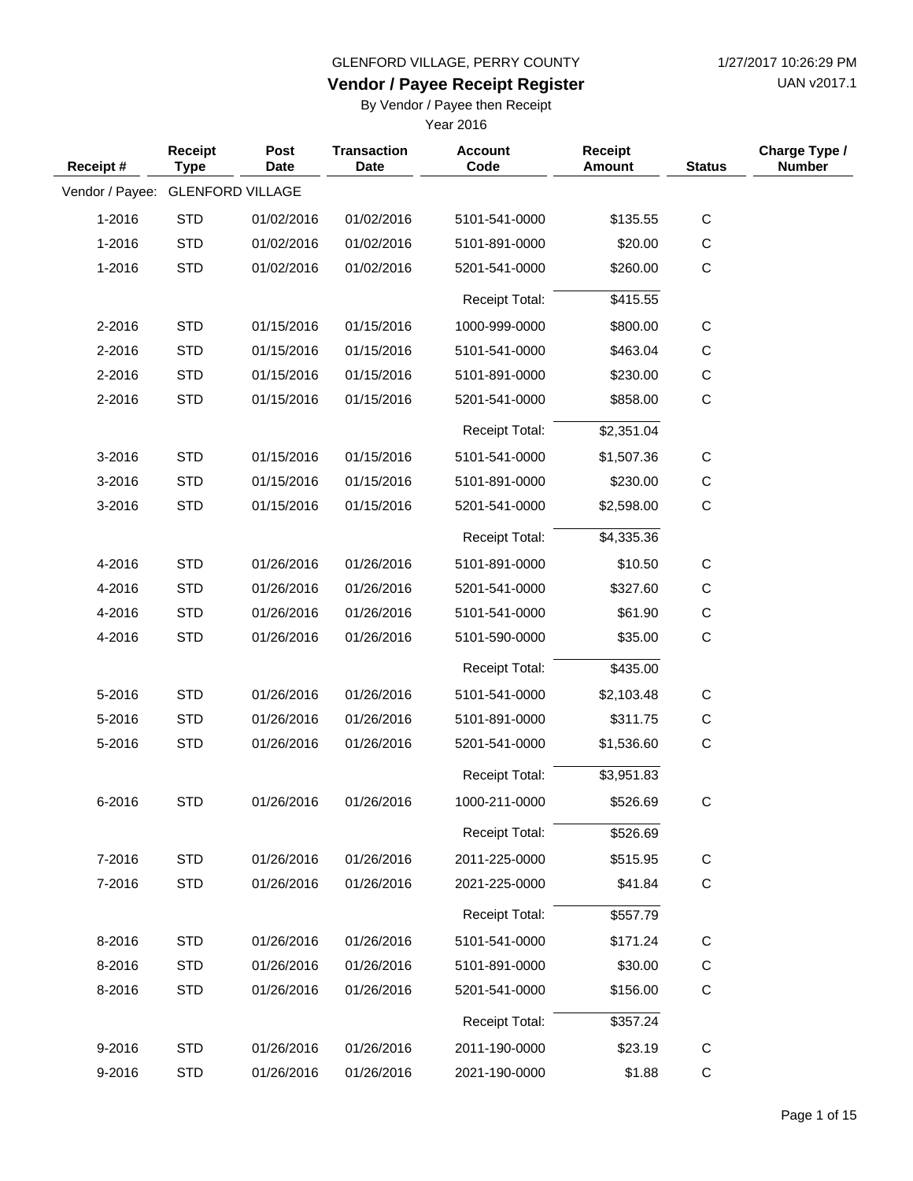GLENFORD VILLAGE, PERRY COUNTY

1/27/2017 10:26:29 PM

UAN v2017.1

# Vendor / Payee Receipt Register

By Vendor / Payee then Receipt

Year 2016

| Receipt # | Receipt Type | Post Date | Transaction Date | Account Code | Receipt Amount | Status | Charge Type / Number |
|---|---|---|---|---|---|---|---|
| Vendor / Payee: | GLENFORD VILLAGE | | | | | | |
| 1-2016 | STD | 01/02/2016 | 01/02/2016 | 5101-541-0000 | $135.55 | C | |
| 1-2016 | STD | 01/02/2016 | 01/02/2016 | 5101-891-0000 | $20.00 | C | |
| 1-2016 | STD | 01/02/2016 | 01/02/2016 | 5201-541-0000 | $260.00 | C | |
| | | | | Receipt Total: | $415.55 | | |
| 2-2016 | STD | 01/15/2016 | 01/15/2016 | 1000-999-0000 | $800.00 | C | |
| 2-2016 | STD | 01/15/2016 | 01/15/2016 | 5101-541-0000 | $463.04 | C | |
| 2-2016 | STD | 01/15/2016 | 01/15/2016 | 5101-891-0000 | $230.00 | C | |
| 2-2016 | STD | 01/15/2016 | 01/15/2016 | 5201-541-0000 | $858.00 | C | |
| | | | | Receipt Total: | $2,351.04 | | |
| 3-2016 | STD | 01/15/2016 | 01/15/2016 | 5101-541-0000 | $1,507.36 | C | |
| 3-2016 | STD | 01/15/2016 | 01/15/2016 | 5101-891-0000 | $230.00 | C | |
| 3-2016 | STD | 01/15/2016 | 01/15/2016 | 5201-541-0000 | $2,598.00 | C | |
| | | | | Receipt Total: | $4,335.36 | | |
| 4-2016 | STD | 01/26/2016 | 01/26/2016 | 5101-891-0000 | $10.50 | C | |
| 4-2016 | STD | 01/26/2016 | 01/26/2016 | 5201-541-0000 | $327.60 | C | |
| 4-2016 | STD | 01/26/2016 | 01/26/2016 | 5101-541-0000 | $61.90 | C | |
| 4-2016 | STD | 01/26/2016 | 01/26/2016 | 5101-590-0000 | $35.00 | C | |
| | | | | Receipt Total: | $435.00 | | |
| 5-2016 | STD | 01/26/2016 | 01/26/2016 | 5101-541-0000 | $2,103.48 | C | |
| 5-2016 | STD | 01/26/2016 | 01/26/2016 | 5101-891-0000 | $311.75 | C | |
| 5-2016 | STD | 01/26/2016 | 01/26/2016 | 5201-541-0000 | $1,536.60 | C | |
| | | | | Receipt Total: | $3,951.83 | | |
| 6-2016 | STD | 01/26/2016 | 01/26/2016 | 1000-211-0000 | $526.69 | C | |
| | | | | Receipt Total: | $526.69 | | |
| 7-2016 | STD | 01/26/2016 | 01/26/2016 | 2011-225-0000 | $515.95 | C | |
| 7-2016 | STD | 01/26/2016 | 01/26/2016 | 2021-225-0000 | $41.84 | C | |
| | | | | Receipt Total: | $557.79 | | |
| 8-2016 | STD | 01/26/2016 | 01/26/2016 | 5101-541-0000 | $171.24 | C | |
| 8-2016 | STD | 01/26/2016 | 01/26/2016 | 5101-891-0000 | $30.00 | C | |
| 8-2016 | STD | 01/26/2016 | 01/26/2016 | 5201-541-0000 | $156.00 | C | |
| | | | | Receipt Total: | $357.24 | | |
| 9-2016 | STD | 01/26/2016 | 01/26/2016 | 2011-190-0000 | $23.19 | C | |
| 9-2016 | STD | 01/26/2016 | 01/26/2016 | 2021-190-0000 | $1.88 | C | |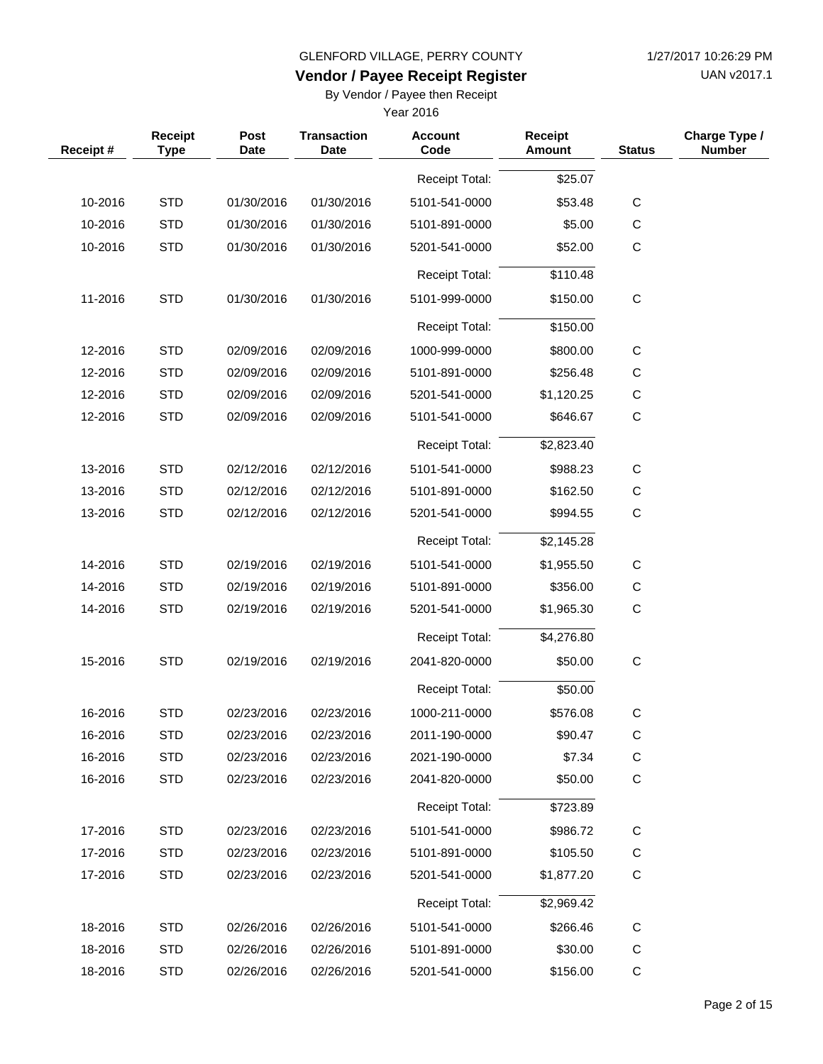GLENFORD VILLAGE, PERRY COUNTY

# Vendor / Payee Receipt Register

By Vendor / Payee then Receipt

Year 2016

| Receipt # | Receipt Type | Post Date | Transaction Date | Account Code | Receipt Amount | Status | Charge Type / Number |
|---|---|---|---|---|---|---|---|
| | | | | Receipt Total: | $25.07 | | |
| 10-2016 | STD | 01/30/2016 | 01/30/2016 | 5101-541-0000 | $53.48 | C | |
| 10-2016 | STD | 01/30/2016 | 01/30/2016 | 5101-891-0000 | $5.00 | C | |
| 10-2016 | STD | 01/30/2016 | 01/30/2016 | 5201-541-0000 | $52.00 | C | |
| | | | | Receipt Total: | $110.48 | | |
| 11-2016 | STD | 01/30/2016 | 01/30/2016 | 5101-999-0000 | $150.00 | C | |
| | | | | Receipt Total: | $150.00 | | |
| 12-2016 | STD | 02/09/2016 | 02/09/2016 | 1000-999-0000 | $800.00 | C | |
| 12-2016 | STD | 02/09/2016 | 02/09/2016 | 5101-891-0000 | $256.48 | C | |
| 12-2016 | STD | 02/09/2016 | 02/09/2016 | 5201-541-0000 | $1,120.25 | C | |
| 12-2016 | STD | 02/09/2016 | 02/09/2016 | 5101-541-0000 | $646.67 | C | |
| | | | | Receipt Total: | $2,823.40 | | |
| 13-2016 | STD | 02/12/2016 | 02/12/2016 | 5101-541-0000 | $988.23 | C | |
| 13-2016 | STD | 02/12/2016 | 02/12/2016 | 5101-891-0000 | $162.50 | C | |
| 13-2016 | STD | 02/12/2016 | 02/12/2016 | 5201-541-0000 | $994.55 | C | |
| | | | | Receipt Total: | $2,145.28 | | |
| 14-2016 | STD | 02/19/2016 | 02/19/2016 | 5101-541-0000 | $1,955.50 | C | |
| 14-2016 | STD | 02/19/2016 | 02/19/2016 | 5101-891-0000 | $356.00 | C | |
| 14-2016 | STD | 02/19/2016 | 02/19/2016 | 5201-541-0000 | $1,965.30 | C | |
| | | | | Receipt Total: | $4,276.80 | | |
| 15-2016 | STD | 02/19/2016 | 02/19/2016 | 2041-820-0000 | $50.00 | C | |
| | | | | Receipt Total: | $50.00 | | |
| 16-2016 | STD | 02/23/2016 | 02/23/2016 | 1000-211-0000 | $576.08 | C | |
| 16-2016 | STD | 02/23/2016 | 02/23/2016 | 2011-190-0000 | $90.47 | C | |
| 16-2016 | STD | 02/23/2016 | 02/23/2016 | 2021-190-0000 | $7.34 | C | |
| 16-2016 | STD | 02/23/2016 | 02/23/2016 | 2041-820-0000 | $50.00 | C | |
| | | | | Receipt Total: | $723.89 | | |
| 17-2016 | STD | 02/23/2016 | 02/23/2016 | 5101-541-0000 | $986.72 | C | |
| 17-2016 | STD | 02/23/2016 | 02/23/2016 | 5101-891-0000 | $105.50 | C | |
| 17-2016 | STD | 02/23/2016 | 02/23/2016 | 5201-541-0000 | $1,877.20 | C | |
| | | | | Receipt Total: | $2,969.42 | | |
| 18-2016 | STD | 02/26/2016 | 02/26/2016 | 5101-541-0000 | $266.46 | C | |
| 18-2016 | STD | 02/26/2016 | 02/26/2016 | 5101-891-0000 | $30.00 | C | |
| 18-2016 | STD | 02/26/2016 | 02/26/2016 | 5201-541-0000 | $156.00 | C | |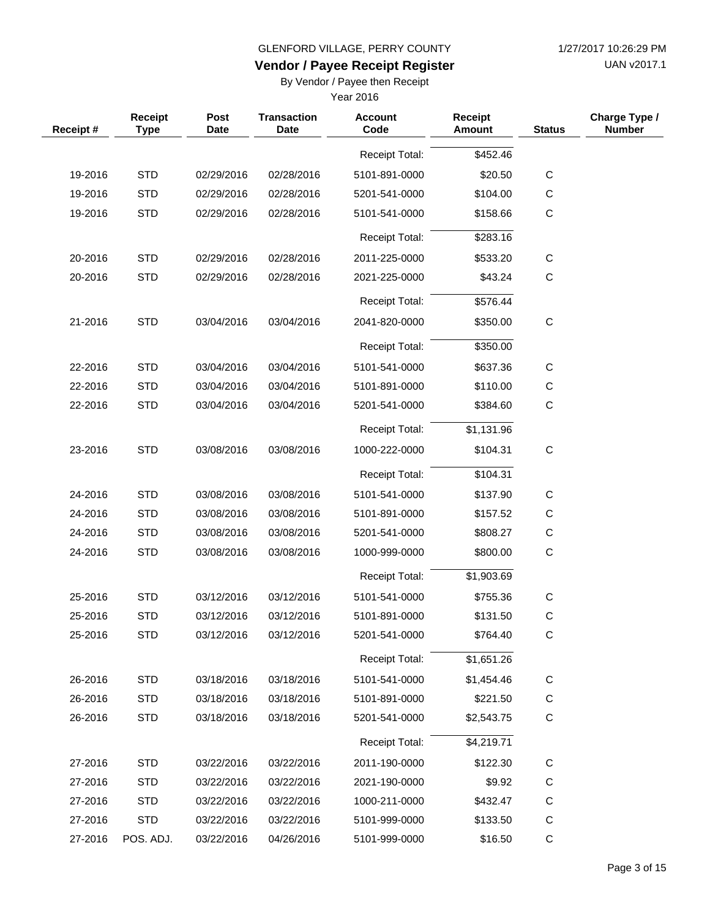GLENFORD VILLAGE, PERRY COUNTY

# Vendor / Payee Receipt Register

By Vendor / Payee then Receipt

Year 2016

| Receipt # | Receipt Type | Post Date | Transaction Date | Account Code | Receipt Amount | Status | Charge Type / Number |
|---|---|---|---|---|---|---|---|
| | | | | Receipt Total: | $452.46 | | |
| 19-2016 | STD | 02/29/2016 | 02/28/2016 | 5101-891-0000 | $20.50 | C | |
| 19-2016 | STD | 02/29/2016 | 02/28/2016 | 5201-541-0000 | $104.00 | C | |
| 19-2016 | STD | 02/29/2016 | 02/28/2016 | 5101-541-0000 | $158.66 | C | |
| | | | | Receipt Total: | $283.16 | | |
| 20-2016 | STD | 02/29/2016 | 02/28/2016 | 2011-225-0000 | $533.20 | C | |
| 20-2016 | STD | 02/29/2016 | 02/28/2016 | 2021-225-0000 | $43.24 | C | |
| | | | | Receipt Total: | $576.44 | | |
| 21-2016 | STD | 03/04/2016 | 03/04/2016 | 2041-820-0000 | $350.00 | C | |
| | | | | Receipt Total: | $350.00 | | |
| 22-2016 | STD | 03/04/2016 | 03/04/2016 | 5101-541-0000 | $637.36 | C | |
| 22-2016 | STD | 03/04/2016 | 03/04/2016 | 5101-891-0000 | $110.00 | C | |
| 22-2016 | STD | 03/04/2016 | 03/04/2016 | 5201-541-0000 | $384.60 | C | |
| | | | | Receipt Total: | $1,131.96 | | |
| 23-2016 | STD | 03/08/2016 | 03/08/2016 | 1000-222-0000 | $104.31 | C | |
| | | | | Receipt Total: | $104.31 | | |
| 24-2016 | STD | 03/08/2016 | 03/08/2016 | 5101-541-0000 | $137.90 | C | |
| 24-2016 | STD | 03/08/2016 | 03/08/2016 | 5101-891-0000 | $157.52 | C | |
| 24-2016 | STD | 03/08/2016 | 03/08/2016 | 5201-541-0000 | $808.27 | C | |
| 24-2016 | STD | 03/08/2016 | 03/08/2016 | 1000-999-0000 | $800.00 | C | |
| | | | | Receipt Total: | $1,903.69 | | |
| 25-2016 | STD | 03/12/2016 | 03/12/2016 | 5101-541-0000 | $755.36 | C | |
| 25-2016 | STD | 03/12/2016 | 03/12/2016 | 5101-891-0000 | $131.50 | C | |
| 25-2016 | STD | 03/12/2016 | 03/12/2016 | 5201-541-0000 | $764.40 | C | |
| | | | | Receipt Total: | $1,651.26 | | |
| 26-2016 | STD | 03/18/2016 | 03/18/2016 | 5101-541-0000 | $1,454.46 | C | |
| 26-2016 | STD | 03/18/2016 | 03/18/2016 | 5101-891-0000 | $221.50 | C | |
| 26-2016 | STD | 03/18/2016 | 03/18/2016 | 5201-541-0000 | $2,543.75 | C | |
| | | | | Receipt Total: | $4,219.71 | | |
| 27-2016 | STD | 03/22/2016 | 03/22/2016 | 2011-190-0000 | $122.30 | C | |
| 27-2016 | STD | 03/22/2016 | 03/22/2016 | 2021-190-0000 | $9.92 | C | |
| 27-2016 | STD | 03/22/2016 | 03/22/2016 | 1000-211-0000 | $432.47 | C | |
| 27-2016 | STD | 03/22/2016 | 03/22/2016 | 5101-999-0000 | $133.50 | C | |
| 27-2016 | POS. ADJ. | 03/22/2016 | 04/26/2016 | 5101-999-0000 | $16.50 | C | |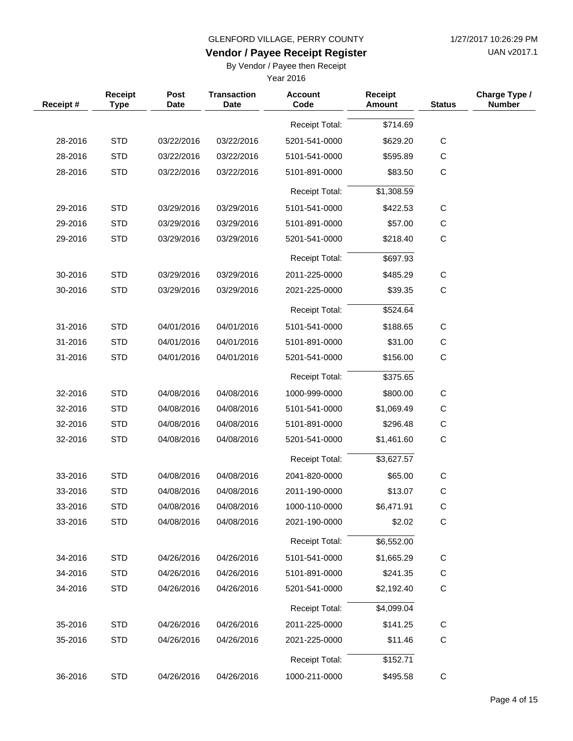GLENFORD VILLAGE, PERRY COUNTY

1/27/2017 10:26:29 PM

## Vendor / Payee Receipt Register

UAN v2017.1

By Vendor / Payee then Receipt

Year 2016

| Receipt # | Receipt Type | Post Date | Transaction Date | Account Code | Receipt Amount | Status | Charge Type / Number |
|---|---|---|---|---|---|---|---|
| | | | | Receipt Total: | $714.69 | | |
| 28-2016 | STD | 03/22/2016 | 03/22/2016 | 5201-541-0000 | $629.20 | C | |
| 28-2016 | STD | 03/22/2016 | 03/22/2016 | 5101-541-0000 | $595.89 | C | |
| 28-2016 | STD | 03/22/2016 | 03/22/2016 | 5101-891-0000 | $83.50 | C | |
| | | | | Receipt Total: | $1,308.59 | | |
| 29-2016 | STD | 03/29/2016 | 03/29/2016 | 5101-541-0000 | $422.53 | C | |
| 29-2016 | STD | 03/29/2016 | 03/29/2016 | 5101-891-0000 | $57.00 | C | |
| 29-2016 | STD | 03/29/2016 | 03/29/2016 | 5201-541-0000 | $218.40 | C | |
| | | | | Receipt Total: | $697.93 | | |
| 30-2016 | STD | 03/29/2016 | 03/29/2016 | 2011-225-0000 | $485.29 | C | |
| 30-2016 | STD | 03/29/2016 | 03/29/2016 | 2021-225-0000 | $39.35 | C | |
| | | | | Receipt Total: | $524.64 | | |
| 31-2016 | STD | 04/01/2016 | 04/01/2016 | 5101-541-0000 | $188.65 | C | |
| 31-2016 | STD | 04/01/2016 | 04/01/2016 | 5101-891-0000 | $31.00 | C | |
| 31-2016 | STD | 04/01/2016 | 04/01/2016 | 5201-541-0000 | $156.00 | C | |
| | | | | Receipt Total: | $375.65 | | |
| 32-2016 | STD | 04/08/2016 | 04/08/2016 | 1000-999-0000 | $800.00 | C | |
| 32-2016 | STD | 04/08/2016 | 04/08/2016 | 5101-541-0000 | $1,069.49 | C | |
| 32-2016 | STD | 04/08/2016 | 04/08/2016 | 5101-891-0000 | $296.48 | C | |
| 32-2016 | STD | 04/08/2016 | 04/08/2016 | 5201-541-0000 | $1,461.60 | C | |
| | | | | Receipt Total: | $3,627.57 | | |
| 33-2016 | STD | 04/08/2016 | 04/08/2016 | 2041-820-0000 | $65.00 | C | |
| 33-2016 | STD | 04/08/2016 | 04/08/2016 | 2011-190-0000 | $13.07 | C | |
| 33-2016 | STD | 04/08/2016 | 04/08/2016 | 1000-110-0000 | $6,471.91 | C | |
| 33-2016 | STD | 04/08/2016 | 04/08/2016 | 2021-190-0000 | $2.02 | C | |
| | | | | Receipt Total: | $6,552.00 | | |
| 34-2016 | STD | 04/26/2016 | 04/26/2016 | 5101-541-0000 | $1,665.29 | C | |
| 34-2016 | STD | 04/26/2016 | 04/26/2016 | 5101-891-0000 | $241.35 | C | |
| 34-2016 | STD | 04/26/2016 | 04/26/2016 | 5201-541-0000 | $2,192.40 | C | |
| | | | | Receipt Total: | $4,099.04 | | |
| 35-2016 | STD | 04/26/2016 | 04/26/2016 | 2011-225-0000 | $141.25 | C | |
| 35-2016 | STD | 04/26/2016 | 04/26/2016 | 2021-225-0000 | $11.46 | C | |
| | | | | Receipt Total: | $152.71 | | |
| 36-2016 | STD | 04/26/2016 | 04/26/2016 | 1000-211-0000 | $495.58 | C | |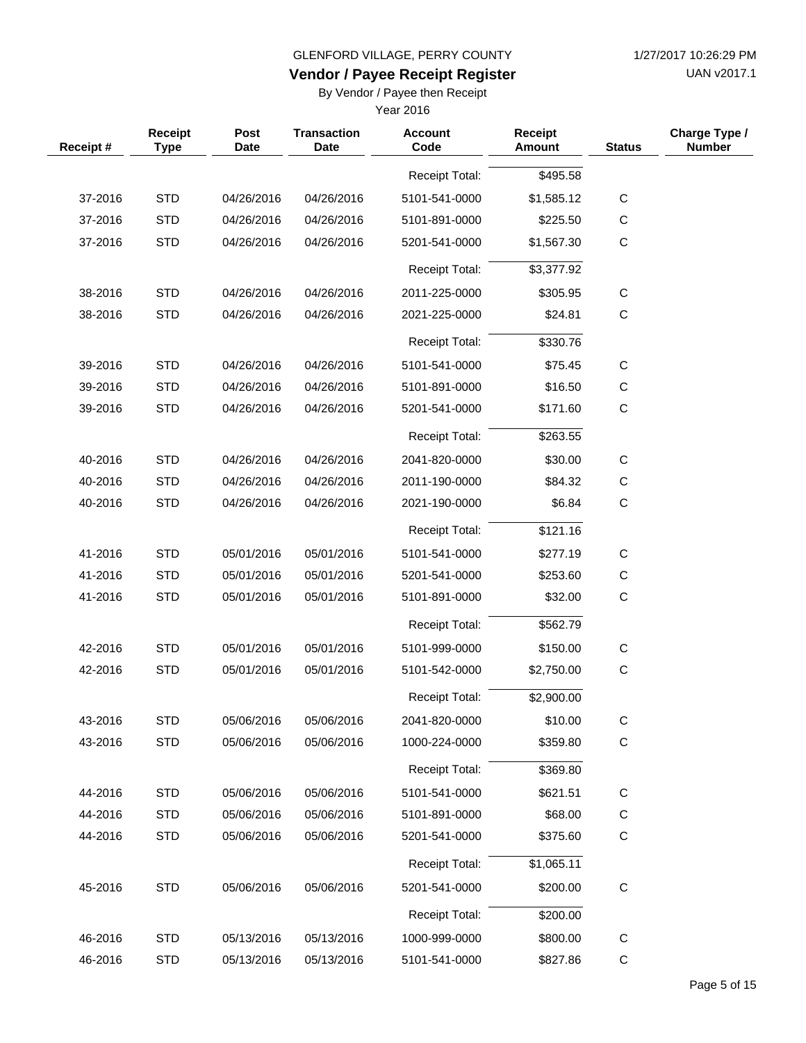GLENFORD VILLAGE, PERRY COUNTY

# Vendor / Payee Receipt Register

By Vendor / Payee then Receipt

Year 2016

| Receipt # | Receipt Type | Post Date | Transaction Date | Account Code | Receipt Amount | Status | Charge Type / Number |
|---|---|---|---|---|---|---|---|
| | | | | Receipt Total: | $495.58 | | |
| 37-2016 | STD | 04/26/2016 | 04/26/2016 | 5101-541-0000 | $1,585.12 | C | |
| 37-2016 | STD | 04/26/2016 | 04/26/2016 | 5101-891-0000 | $225.50 | C | |
| 37-2016 | STD | 04/26/2016 | 04/26/2016 | 5201-541-0000 | $1,567.30 | C | |
| | | | | Receipt Total: | $3,377.92 | | |
| 38-2016 | STD | 04/26/2016 | 04/26/2016 | 2011-225-0000 | $305.95 | C | |
| 38-2016 | STD | 04/26/2016 | 04/26/2016 | 2021-225-0000 | $24.81 | C | |
| | | | | Receipt Total: | $330.76 | | |
| 39-2016 | STD | 04/26/2016 | 04/26/2016 | 5101-541-0000 | $75.45 | C | |
| 39-2016 | STD | 04/26/2016 | 04/26/2016 | 5101-891-0000 | $16.50 | C | |
| 39-2016 | STD | 04/26/2016 | 04/26/2016 | 5201-541-0000 | $171.60 | C | |
| | | | | Receipt Total: | $263.55 | | |
| 40-2016 | STD | 04/26/2016 | 04/26/2016 | 2041-820-0000 | $30.00 | C | |
| 40-2016 | STD | 04/26/2016 | 04/26/2016 | 2011-190-0000 | $84.32 | C | |
| 40-2016 | STD | 04/26/2016 | 04/26/2016 | 2021-190-0000 | $6.84 | C | |
| | | | | Receipt Total: | $121.16 | | |
| 41-2016 | STD | 05/01/2016 | 05/01/2016 | 5101-541-0000 | $277.19 | C | |
| 41-2016 | STD | 05/01/2016 | 05/01/2016 | 5201-541-0000 | $253.60 | C | |
| 41-2016 | STD | 05/01/2016 | 05/01/2016 | 5101-891-0000 | $32.00 | C | |
| | | | | Receipt Total: | $562.79 | | |
| 42-2016 | STD | 05/01/2016 | 05/01/2016 | 5101-999-0000 | $150.00 | C | |
| 42-2016 | STD | 05/01/2016 | 05/01/2016 | 5101-542-0000 | $2,750.00 | C | |
| | | | | Receipt Total: | $2,900.00 | | |
| 43-2016 | STD | 05/06/2016 | 05/06/2016 | 2041-820-0000 | $10.00 | C | |
| 43-2016 | STD | 05/06/2016 | 05/06/2016 | 1000-224-0000 | $359.80 | C | |
| | | | | Receipt Total: | $369.80 | | |
| 44-2016 | STD | 05/06/2016 | 05/06/2016 | 5101-541-0000 | $621.51 | C | |
| 44-2016 | STD | 05/06/2016 | 05/06/2016 | 5101-891-0000 | $68.00 | C | |
| 44-2016 | STD | 05/06/2016 | 05/06/2016 | 5201-541-0000 | $375.60 | C | |
| | | | | Receipt Total: | $1,065.11 | | |
| 45-2016 | STD | 05/06/2016 | 05/06/2016 | 5201-541-0000 | $200.00 | C | |
| | | | | Receipt Total: | $200.00 | | |
| 46-2016 | STD | 05/13/2016 | 05/13/2016 | 1000-999-0000 | $800.00 | C | |
| 46-2016 | STD | 05/13/2016 | 05/13/2016 | 5101-541-0000 | $827.86 | C | |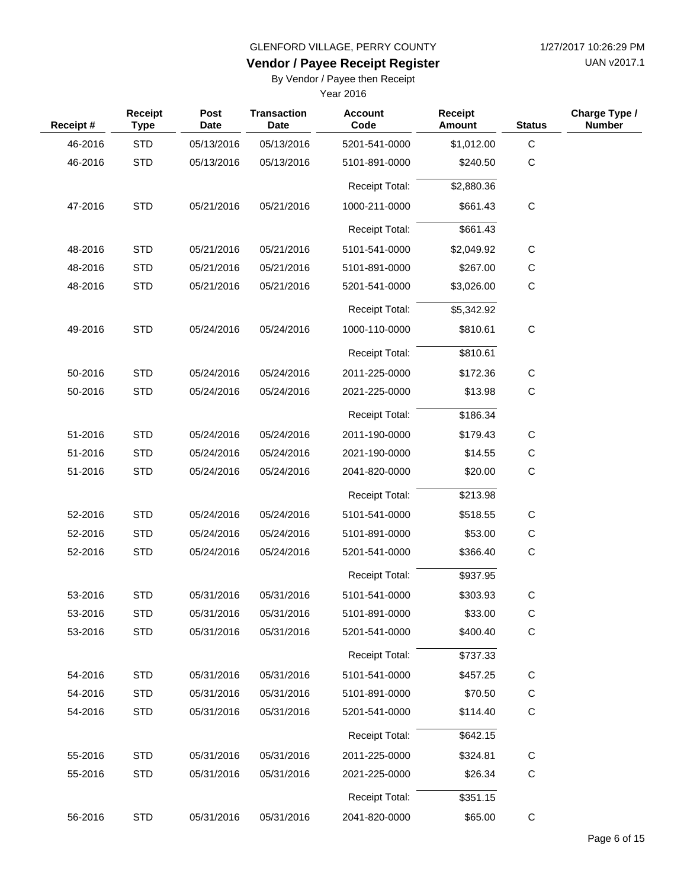GLENFORD VILLAGE, PERRY COUNTY

# Vendor / Payee Receipt Register

By Vendor / Payee then Receipt

Year 2016

| Receipt # | Receipt Type | Post Date | Transaction Date | Account Code | Receipt Amount | Status | Charge Type / Number |
|---|---|---|---|---|---|---|---|
| 46-2016 | STD | 05/13/2016 | 05/13/2016 | 5201-541-0000 | $1,012.00 | C | |
| 46-2016 | STD | 05/13/2016 | 05/13/2016 | 5101-891-0000 | $240.50 | C | |
| | | | | Receipt Total: | $2,880.36 | | |
| 47-2016 | STD | 05/21/2016 | 05/21/2016 | 1000-211-0000 | $661.43 | C | |
| | | | | Receipt Total: | $661.43 | | |
| 48-2016 | STD | 05/21/2016 | 05/21/2016 | 5101-541-0000 | $2,049.92 | C | |
| 48-2016 | STD | 05/21/2016 | 05/21/2016 | 5101-891-0000 | $267.00 | C | |
| 48-2016 | STD | 05/21/2016 | 05/21/2016 | 5201-541-0000 | $3,026.00 | C | |
| | | | | Receipt Total: | $5,342.92 | | |
| 49-2016 | STD | 05/24/2016 | 05/24/2016 | 1000-110-0000 | $810.61 | C | |
| | | | | Receipt Total: | $810.61 | | |
| 50-2016 | STD | 05/24/2016 | 05/24/2016 | 2011-225-0000 | $172.36 | C | |
| 50-2016 | STD | 05/24/2016 | 05/24/2016 | 2021-225-0000 | $13.98 | C | |
| | | | | Receipt Total: | $186.34 | | |
| 51-2016 | STD | 05/24/2016 | 05/24/2016 | 2011-190-0000 | $179.43 | C | |
| 51-2016 | STD | 05/24/2016 | 05/24/2016 | 2021-190-0000 | $14.55 | C | |
| 51-2016 | STD | 05/24/2016 | 05/24/2016 | 2041-820-0000 | $20.00 | C | |
| | | | | Receipt Total: | $213.98 | | |
| 52-2016 | STD | 05/24/2016 | 05/24/2016 | 5101-541-0000 | $518.55 | C | |
| 52-2016 | STD | 05/24/2016 | 05/24/2016 | 5101-891-0000 | $53.00 | C | |
| 52-2016 | STD | 05/24/2016 | 05/24/2016 | 5201-541-0000 | $366.40 | C | |
| | | | | Receipt Total: | $937.95 | | |
| 53-2016 | STD | 05/31/2016 | 05/31/2016 | 5101-541-0000 | $303.93 | C | |
| 53-2016 | STD | 05/31/2016 | 05/31/2016 | 5101-891-0000 | $33.00 | C | |
| 53-2016 | STD | 05/31/2016 | 05/31/2016 | 5201-541-0000 | $400.40 | C | |
| | | | | Receipt Total: | $737.33 | | |
| 54-2016 | STD | 05/31/2016 | 05/31/2016 | 5101-541-0000 | $457.25 | C | |
| 54-2016 | STD | 05/31/2016 | 05/31/2016 | 5101-891-0000 | $70.50 | C | |
| 54-2016 | STD | 05/31/2016 | 05/31/2016 | 5201-541-0000 | $114.40 | C | |
| | | | | Receipt Total: | $642.15 | | |
| 55-2016 | STD | 05/31/2016 | 05/31/2016 | 2011-225-0000 | $324.81 | C | |
| 55-2016 | STD | 05/31/2016 | 05/31/2016 | 2021-225-0000 | $26.34 | C | |
| | | | | Receipt Total: | $351.15 | | |
| 56-2016 | STD | 05/31/2016 | 05/31/2016 | 2041-820-0000 | $65.00 | C | |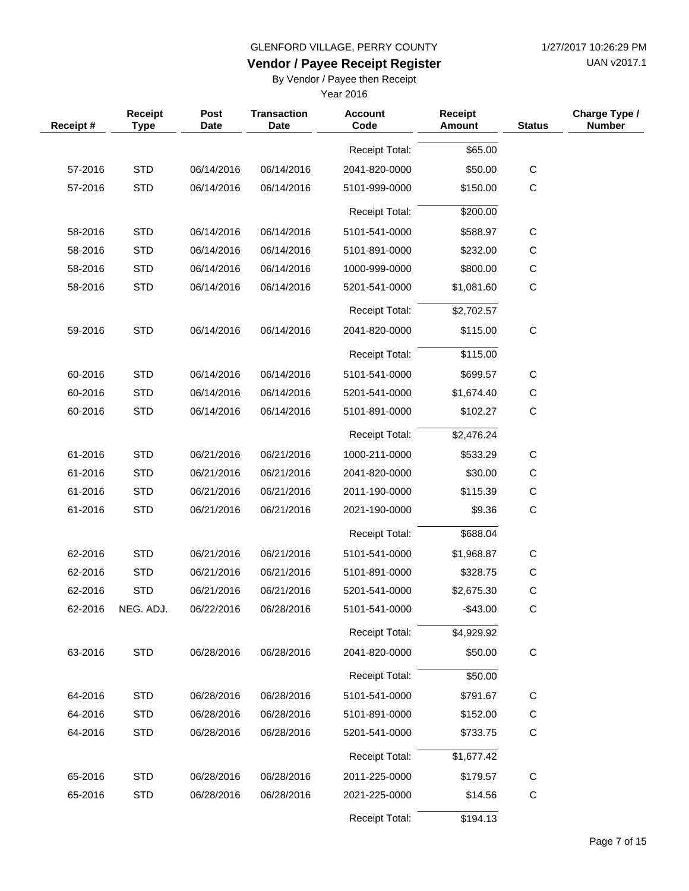GLENFORD VILLAGE, PERRY COUNTY

**Vendor / Payee Receipt Register**

By Vendor / Payee then Receipt

Year 2016

1/27/2017 10:26:29 PM

UAN v2017.1

| Receipt # | Receipt Type | Post Date | Transaction Date | Account Code | Receipt Amount | Status | Charge Type / Number |
|---|---|---|---|---|---|---|---|
| | | | | Receipt Total: | $65.00 | | |
| 57-2016 | STD | 06/14/2016 | 06/14/2016 | 2041-820-0000 | $50.00 | C | |
| 57-2016 | STD | 06/14/2016 | 06/14/2016 | 5101-999-0000 | $150.00 | C | |
| | | | | Receipt Total: | $200.00 | | |
| 58-2016 | STD | 06/14/2016 | 06/14/2016 | 5101-541-0000 | $588.97 | C | |
| 58-2016 | STD | 06/14/2016 | 06/14/2016 | 5101-891-0000 | $232.00 | C | |
| 58-2016 | STD | 06/14/2016 | 06/14/2016 | 1000-999-0000 | $800.00 | C | |
| 58-2016 | STD | 06/14/2016 | 06/14/2016 | 5201-541-0000 | $1,081.60 | C | |
| | | | | Receipt Total: | $2,702.57 | | |
| 59-2016 | STD | 06/14/2016 | 06/14/2016 | 2041-820-0000 | $115.00 | C | |
| | | | | Receipt Total: | $115.00 | | |
| 60-2016 | STD | 06/14/2016 | 06/14/2016 | 5101-541-0000 | $699.57 | C | |
| 60-2016 | STD | 06/14/2016 | 06/14/2016 | 5201-541-0000 | $1,674.40 | C | |
| 60-2016 | STD | 06/14/2016 | 06/14/2016 | 5101-891-0000 | $102.27 | C | |
| | | | | Receipt Total: | $2,476.24 | | |
| 61-2016 | STD | 06/21/2016 | 06/21/2016 | 1000-211-0000 | $533.29 | C | |
| 61-2016 | STD | 06/21/2016 | 06/21/2016 | 2041-820-0000 | $30.00 | C | |
| 61-2016 | STD | 06/21/2016 | 06/21/2016 | 2011-190-0000 | $115.39 | C | |
| 61-2016 | STD | 06/21/2016 | 06/21/2016 | 2021-190-0000 | $9.36 | C | |
| | | | | Receipt Total: | $688.04 | | |
| 62-2016 | STD | 06/21/2016 | 06/21/2016 | 5101-541-0000 | $1,968.87 | C | |
| 62-2016 | STD | 06/21/2016 | 06/21/2016 | 5101-891-0000 | $328.75 | C | |
| 62-2016 | STD | 06/21/2016 | 06/21/2016 | 5201-541-0000 | $2,675.30 | C | |
| 62-2016 | NEG. ADJ. | 06/22/2016 | 06/28/2016 | 5101-541-0000 | -$43.00 | C | |
| | | | | Receipt Total: | $4,929.92 | | |
| 63-2016 | STD | 06/28/2016 | 06/28/2016 | 2041-820-0000 | $50.00 | C | |
| | | | | Receipt Total: | $50.00 | | |
| 64-2016 | STD | 06/28/2016 | 06/28/2016 | 5101-541-0000 | $791.67 | C | |
| 64-2016 | STD | 06/28/2016 | 06/28/2016 | 5101-891-0000 | $152.00 | C | |
| 64-2016 | STD | 06/28/2016 | 06/28/2016 | 5201-541-0000 | $733.75 | C | |
| | | | | Receipt Total: | $1,677.42 | | |
| 65-2016 | STD | 06/28/2016 | 06/28/2016 | 2011-225-0000 | $179.57 | C | |
| 65-2016 | STD | 06/28/2016 | 06/28/2016 | 2021-225-0000 | $14.56 | C | |
| | | | | Receipt Total: | $194.13 | | |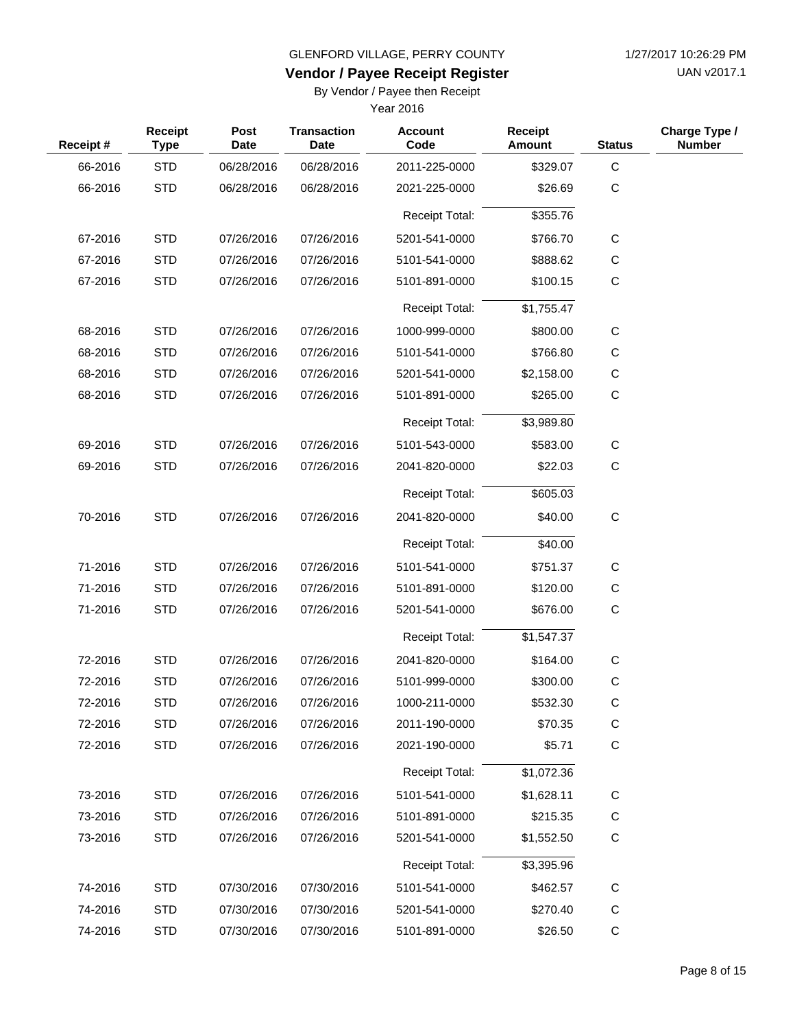GLENFORD VILLAGE, PERRY COUNTY

1/27/2017 10:26:29 PM

UAN v2017.1

## Vendor / Payee Receipt Register

By Vendor / Payee then Receipt

Year 2016

| Receipt # | Receipt Type | Post Date | Transaction Date | Account Code | Receipt Amount | Status | Charge Type / Number |
|---|---|---|---|---|---|---|---|
| 66-2016 | STD | 06/28/2016 | 06/28/2016 | 2011-225-0000 | $329.07 | C | |
| 66-2016 | STD | 06/28/2016 | 06/28/2016 | 2021-225-0000 | $26.69 | C | |
| | | | | Receipt Total: | $355.76 | | |
| 67-2016 | STD | 07/26/2016 | 07/26/2016 | 5201-541-0000 | $766.70 | C | |
| 67-2016 | STD | 07/26/2016 | 07/26/2016 | 5101-541-0000 | $888.62 | C | |
| 67-2016 | STD | 07/26/2016 | 07/26/2016 | 5101-891-0000 | $100.15 | C | |
| | | | | Receipt Total: | $1,755.47 | | |
| 68-2016 | STD | 07/26/2016 | 07/26/2016 | 1000-999-0000 | $800.00 | C | |
| 68-2016 | STD | 07/26/2016 | 07/26/2016 | 5101-541-0000 | $766.80 | C | |
| 68-2016 | STD | 07/26/2016 | 07/26/2016 | 5201-541-0000 | $2,158.00 | C | |
| 68-2016 | STD | 07/26/2016 | 07/26/2016 | 5101-891-0000 | $265.00 | C | |
| | | | | Receipt Total: | $3,989.80 | | |
| 69-2016 | STD | 07/26/2016 | 07/26/2016 | 5101-543-0000 | $583.00 | C | |
| 69-2016 | STD | 07/26/2016 | 07/26/2016 | 2041-820-0000 | $22.03 | C | |
| | | | | Receipt Total: | $605.03 | | |
| 70-2016 | STD | 07/26/2016 | 07/26/2016 | 2041-820-0000 | $40.00 | C | |
| | | | | Receipt Total: | $40.00 | | |
| 71-2016 | STD | 07/26/2016 | 07/26/2016 | 5101-541-0000 | $751.37 | C | |
| 71-2016 | STD | 07/26/2016 | 07/26/2016 | 5101-891-0000 | $120.00 | C | |
| 71-2016 | STD | 07/26/2016 | 07/26/2016 | 5201-541-0000 | $676.00 | C | |
| | | | | Receipt Total: | $1,547.37 | | |
| 72-2016 | STD | 07/26/2016 | 07/26/2016 | 2041-820-0000 | $164.00 | C | |
| 72-2016 | STD | 07/26/2016 | 07/26/2016 | 5101-999-0000 | $300.00 | C | |
| 72-2016 | STD | 07/26/2016 | 07/26/2016 | 1000-211-0000 | $532.30 | C | |
| 72-2016 | STD | 07/26/2016 | 07/26/2016 | 2011-190-0000 | $70.35 | C | |
| 72-2016 | STD | 07/26/2016 | 07/26/2016 | 2021-190-0000 | $5.71 | C | |
| | | | | Receipt Total: | $1,072.36 | | |
| 73-2016 | STD | 07/26/2016 | 07/26/2016 | 5101-541-0000 | $1,628.11 | C | |
| 73-2016 | STD | 07/26/2016 | 07/26/2016 | 5101-891-0000 | $215.35 | C | |
| 73-2016 | STD | 07/26/2016 | 07/26/2016 | 5201-541-0000 | $1,552.50 | C | |
| | | | | Receipt Total: | $3,395.96 | | |
| 74-2016 | STD | 07/30/2016 | 07/30/2016 | 5101-541-0000 | $462.57 | C | |
| 74-2016 | STD | 07/30/2016 | 07/30/2016 | 5201-541-0000 | $270.40 | C | |
| 74-2016 | STD | 07/30/2016 | 07/30/2016 | 5101-891-0000 | $26.50 | C | |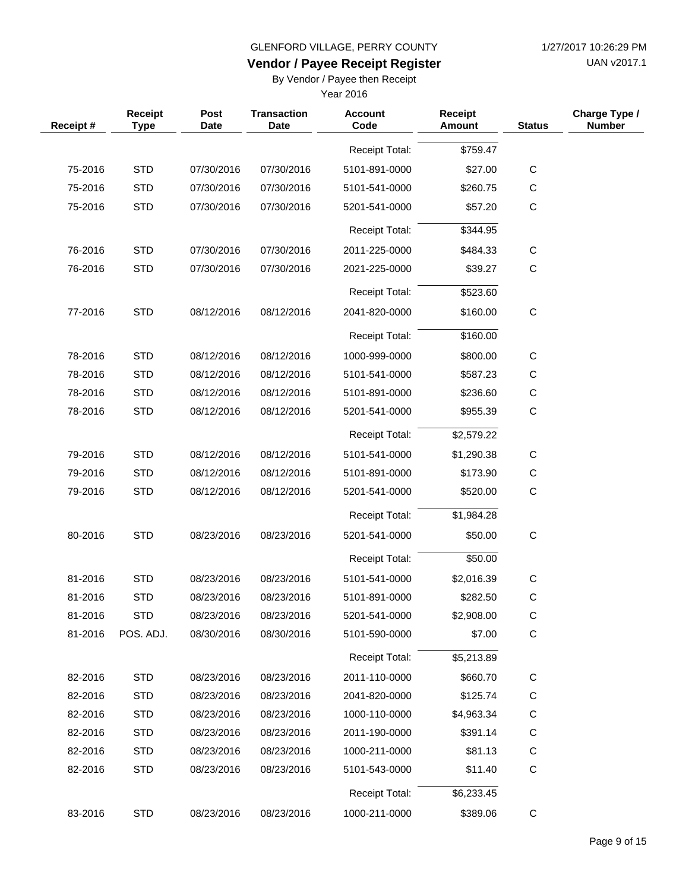GLENFORD VILLAGE, PERRY COUNTY

# Vendor / Payee Receipt Register

By Vendor / Payee then Receipt

Year 2016

| Receipt # | Receipt Type | Post Date | Transaction Date | Account Code | Receipt Amount | Status | Charge Type / Number |
|---|---|---|---|---|---|---|---|
| | | | | Receipt Total: | $759.47 | | |
| 75-2016 | STD | 07/30/2016 | 07/30/2016 | 5101-891-0000 | $27.00 | C | |
| 75-2016 | STD | 07/30/2016 | 07/30/2016 | 5101-541-0000 | $260.75 | C | |
| 75-2016 | STD | 07/30/2016 | 07/30/2016 | 5201-541-0000 | $57.20 | C | |
| | | | | Receipt Total: | $344.95 | | |
| 76-2016 | STD | 07/30/2016 | 07/30/2016 | 2011-225-0000 | $484.33 | C | |
| 76-2016 | STD | 07/30/2016 | 07/30/2016 | 2021-225-0000 | $39.27 | C | |
| | | | | Receipt Total: | $523.60 | | |
| 77-2016 | STD | 08/12/2016 | 08/12/2016 | 2041-820-0000 | $160.00 | C | |
| | | | | Receipt Total: | $160.00 | | |
| 78-2016 | STD | 08/12/2016 | 08/12/2016 | 1000-999-0000 | $800.00 | C | |
| 78-2016 | STD | 08/12/2016 | 08/12/2016 | 5101-541-0000 | $587.23 | C | |
| 78-2016 | STD | 08/12/2016 | 08/12/2016 | 5101-891-0000 | $236.60 | C | |
| 78-2016 | STD | 08/12/2016 | 08/12/2016 | 5201-541-0000 | $955.39 | C | |
| | | | | Receipt Total: | $2,579.22 | | |
| 79-2016 | STD | 08/12/2016 | 08/12/2016 | 5101-541-0000 | $1,290.38 | C | |
| 79-2016 | STD | 08/12/2016 | 08/12/2016 | 5101-891-0000 | $173.90 | C | |
| 79-2016 | STD | 08/12/2016 | 08/12/2016 | 5201-541-0000 | $520.00 | C | |
| | | | | Receipt Total: | $1,984.28 | | |
| 80-2016 | STD | 08/23/2016 | 08/23/2016 | 5201-541-0000 | $50.00 | C | |
| | | | | Receipt Total: | $50.00 | | |
| 81-2016 | STD | 08/23/2016 | 08/23/2016 | 5101-541-0000 | $2,016.39 | C | |
| 81-2016 | STD | 08/23/2016 | 08/23/2016 | 5101-891-0000 | $282.50 | C | |
| 81-2016 | STD | 08/23/2016 | 08/23/2016 | 5201-541-0000 | $2,908.00 | C | |
| 81-2016 | POS. ADJ. | 08/30/2016 | 08/30/2016 | 5101-590-0000 | $7.00 | C | |
| | | | | Receipt Total: | $5,213.89 | | |
| 82-2016 | STD | 08/23/2016 | 08/23/2016 | 2011-110-0000 | $660.70 | C | |
| 82-2016 | STD | 08/23/2016 | 08/23/2016 | 2041-820-0000 | $125.74 | C | |
| 82-2016 | STD | 08/23/2016 | 08/23/2016 | 1000-110-0000 | $4,963.34 | C | |
| 82-2016 | STD | 08/23/2016 | 08/23/2016 | 2011-190-0000 | $391.14 | C | |
| 82-2016 | STD | 08/23/2016 | 08/23/2016 | 1000-211-0000 | $81.13 | C | |
| 82-2016 | STD | 08/23/2016 | 08/23/2016 | 5101-543-0000 | $11.40 | C | |
| | | | | Receipt Total: | $6,233.45 | | |
| 83-2016 | STD | 08/23/2016 | 08/23/2016 | 1000-211-0000 | $389.06 | C | |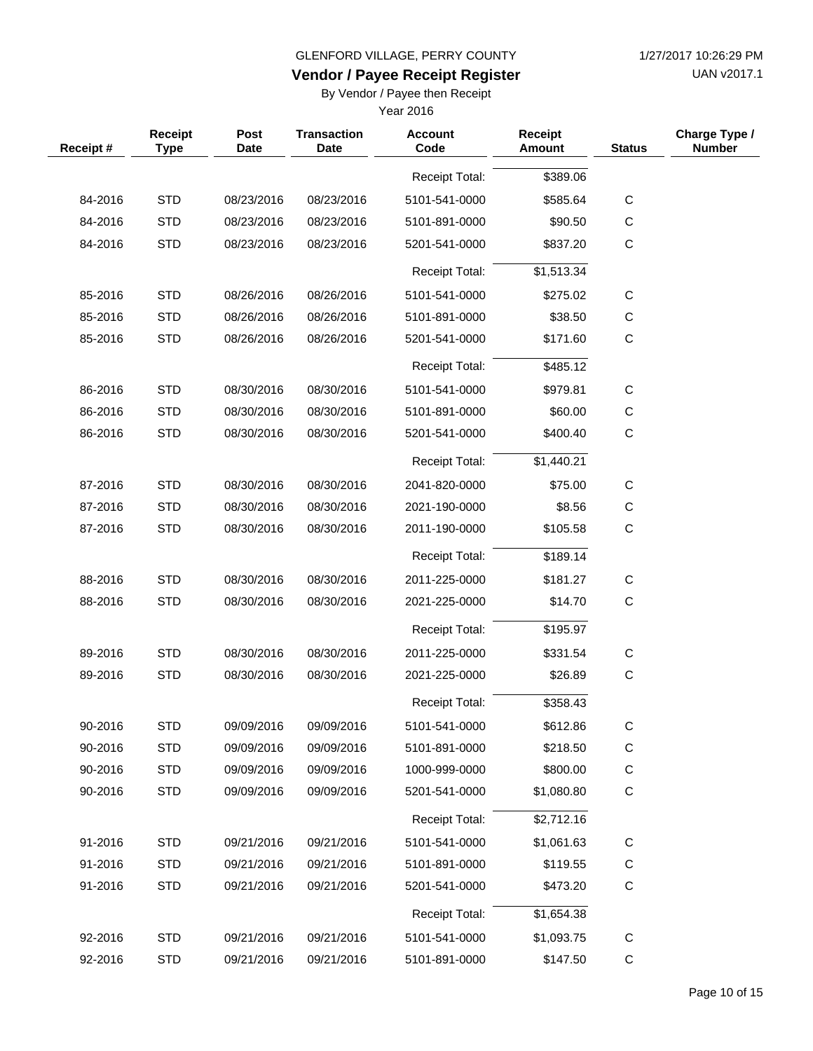GLENFORD VILLAGE, PERRY COUNTY

# Vendor / Payee Receipt Register

By Vendor / Payee then Receipt

Year 2016

| Receipt # | Receipt Type | Post Date | Transaction Date | Account Code | Receipt Amount | Status | Charge Type / Number |
|---|---|---|---|---|---|---|---|
| | | | | Receipt Total: | $389.06 | | |
| 84-2016 | STD | 08/23/2016 | 08/23/2016 | 5101-541-0000 | $585.64 | C | |
| 84-2016 | STD | 08/23/2016 | 08/23/2016 | 5101-891-0000 | $90.50 | C | |
| 84-2016 | STD | 08/23/2016 | 08/23/2016 | 5201-541-0000 | $837.20 | C | |
| | | | | Receipt Total: | $1,513.34 | | |
| 85-2016 | STD | 08/26/2016 | 08/26/2016 | 5101-541-0000 | $275.02 | C | |
| 85-2016 | STD | 08/26/2016 | 08/26/2016 | 5101-891-0000 | $38.50 | C | |
| 85-2016 | STD | 08/26/2016 | 08/26/2016 | 5201-541-0000 | $171.60 | C | |
| | | | | Receipt Total: | $485.12 | | |
| 86-2016 | STD | 08/30/2016 | 08/30/2016 | 5101-541-0000 | $979.81 | C | |
| 86-2016 | STD | 08/30/2016 | 08/30/2016 | 5101-891-0000 | $60.00 | C | |
| 86-2016 | STD | 08/30/2016 | 08/30/2016 | 5201-541-0000 | $400.40 | C | |
| | | | | Receipt Total: | $1,440.21 | | |
| 87-2016 | STD | 08/30/2016 | 08/30/2016 | 2041-820-0000 | $75.00 | C | |
| 87-2016 | STD | 08/30/2016 | 08/30/2016 | 2021-190-0000 | $8.56 | C | |
| 87-2016 | STD | 08/30/2016 | 08/30/2016 | 2011-190-0000 | $105.58 | C | |
| | | | | Receipt Total: | $189.14 | | |
| 88-2016 | STD | 08/30/2016 | 08/30/2016 | 2011-225-0000 | $181.27 | C | |
| 88-2016 | STD | 08/30/2016 | 08/30/2016 | 2021-225-0000 | $14.70 | C | |
| | | | | Receipt Total: | $195.97 | | |
| 89-2016 | STD | 08/30/2016 | 08/30/2016 | 2011-225-0000 | $331.54 | C | |
| 89-2016 | STD | 08/30/2016 | 08/30/2016 | 2021-225-0000 | $26.89 | C | |
| | | | | Receipt Total: | $358.43 | | |
| 90-2016 | STD | 09/09/2016 | 09/09/2016 | 5101-541-0000 | $612.86 | C | |
| 90-2016 | STD | 09/09/2016 | 09/09/2016 | 5101-891-0000 | $218.50 | C | |
| 90-2016 | STD | 09/09/2016 | 09/09/2016 | 1000-999-0000 | $800.00 | C | |
| 90-2016 | STD | 09/09/2016 | 09/09/2016 | 5201-541-0000 | $1,080.80 | C | |
| | | | | Receipt Total: | $2,712.16 | | |
| 91-2016 | STD | 09/21/2016 | 09/21/2016 | 5101-541-0000 | $1,061.63 | C | |
| 91-2016 | STD | 09/21/2016 | 09/21/2016 | 5101-891-0000 | $119.55 | C | |
| 91-2016 | STD | 09/21/2016 | 09/21/2016 | 5201-541-0000 | $473.20 | C | |
| | | | | Receipt Total: | $1,654.38 | | |
| 92-2016 | STD | 09/21/2016 | 09/21/2016 | 5101-541-0000 | $1,093.75 | C | |
| 92-2016 | STD | 09/21/2016 | 09/21/2016 | 5101-891-0000 | $147.50 | C | |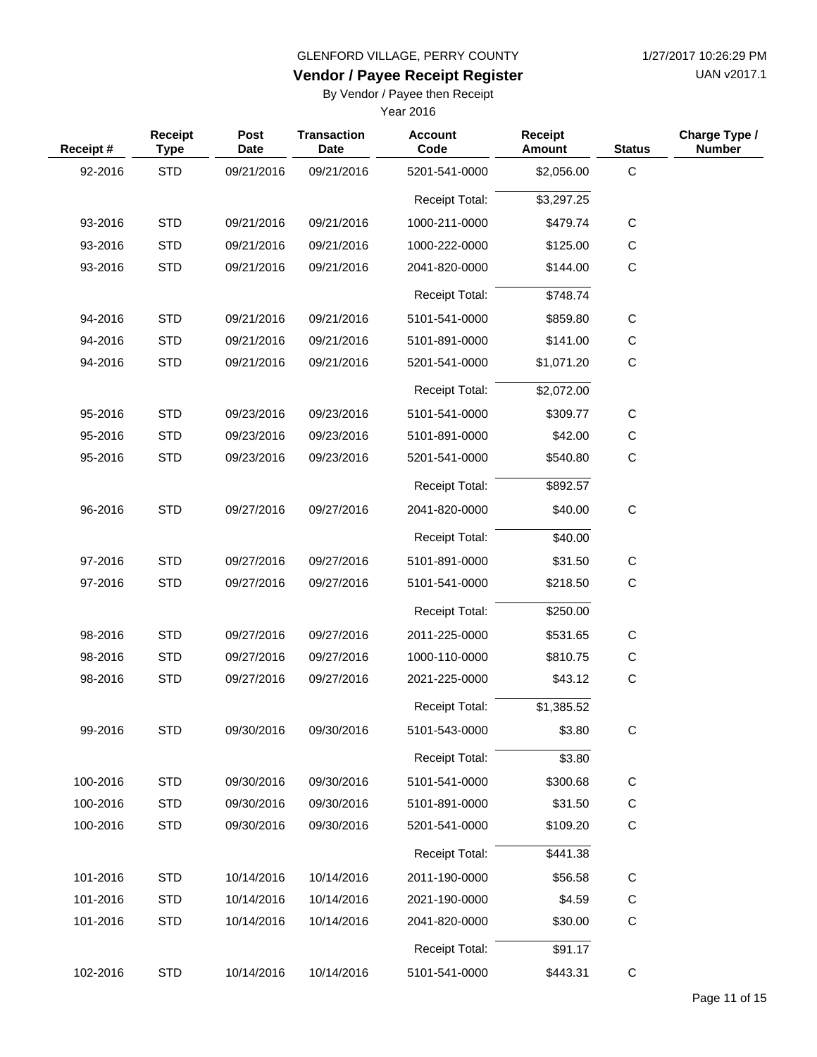GLENFORD VILLAGE, PERRY COUNTY

1/27/2017 10:26:29 PM

## Vendor / Payee Receipt Register

UAN v2017.1

By Vendor / Payee then Receipt

Year 2016

| Receipt # | Receipt Type | Post Date | Transaction Date | Account Code | Receipt Amount | Status | Charge Type / Number |
|---|---|---|---|---|---|---|---|
| 92-2016 | STD | 09/21/2016 | 09/21/2016 | 5201-541-0000 | $2,056.00 | C | |
| | | | | Receipt Total: | $3,297.25 | | |
| 93-2016 | STD | 09/21/2016 | 09/21/2016 | 1000-211-0000 | $479.74 | C | |
| 93-2016 | STD | 09/21/2016 | 09/21/2016 | 1000-222-0000 | $125.00 | C | |
| 93-2016 | STD | 09/21/2016 | 09/21/2016 | 2041-820-0000 | $144.00 | C | |
| | | | | Receipt Total: | $748.74 | | |
| 94-2016 | STD | 09/21/2016 | 09/21/2016 | 5101-541-0000 | $859.80 | C | |
| 94-2016 | STD | 09/21/2016 | 09/21/2016 | 5101-891-0000 | $141.00 | C | |
| 94-2016 | STD | 09/21/2016 | 09/21/2016 | 5201-541-0000 | $1,071.20 | C | |
| | | | | Receipt Total: | $2,072.00 | | |
| 95-2016 | STD | 09/23/2016 | 09/23/2016 | 5101-541-0000 | $309.77 | C | |
| 95-2016 | STD | 09/23/2016 | 09/23/2016 | 5101-891-0000 | $42.00 | C | |
| 95-2016 | STD | 09/23/2016 | 09/23/2016 | 5201-541-0000 | $540.80 | C | |
| | | | | Receipt Total: | $892.57 | | |
| 96-2016 | STD | 09/27/2016 | 09/27/2016 | 2041-820-0000 | $40.00 | C | |
| | | | | Receipt Total: | $40.00 | | |
| 97-2016 | STD | 09/27/2016 | 09/27/2016 | 5101-891-0000 | $31.50 | C | |
| 97-2016 | STD | 09/27/2016 | 09/27/2016 | 5101-541-0000 | $218.50 | C | |
| | | | | Receipt Total: | $250.00 | | |
| 98-2016 | STD | 09/27/2016 | 09/27/2016 | 2011-225-0000 | $531.65 | C | |
| 98-2016 | STD | 09/27/2016 | 09/27/2016 | 1000-110-0000 | $810.75 | C | |
| 98-2016 | STD | 09/27/2016 | 09/27/2016 | 2021-225-0000 | $43.12 | C | |
| | | | | Receipt Total: | $1,385.52 | | |
| 99-2016 | STD | 09/30/2016 | 09/30/2016 | 5101-543-0000 | $3.80 | C | |
| | | | | Receipt Total: | $3.80 | | |
| 100-2016 | STD | 09/30/2016 | 09/30/2016 | 5101-541-0000 | $300.68 | C | |
| 100-2016 | STD | 09/30/2016 | 09/30/2016 | 5101-891-0000 | $31.50 | C | |
| 100-2016 | STD | 09/30/2016 | 09/30/2016 | 5201-541-0000 | $109.20 | C | |
| | | | | Receipt Total: | $441.38 | | |
| 101-2016 | STD | 10/14/2016 | 10/14/2016 | 2011-190-0000 | $56.58 | C | |
| 101-2016 | STD | 10/14/2016 | 10/14/2016 | 2021-190-0000 | $4.59 | C | |
| 101-2016 | STD | 10/14/2016 | 10/14/2016 | 2041-820-0000 | $30.00 | C | |
| | | | | Receipt Total: | $91.17 | | |
| 102-2016 | STD | 10/14/2016 | 10/14/2016 | 5101-541-0000 | $443.31 | C | |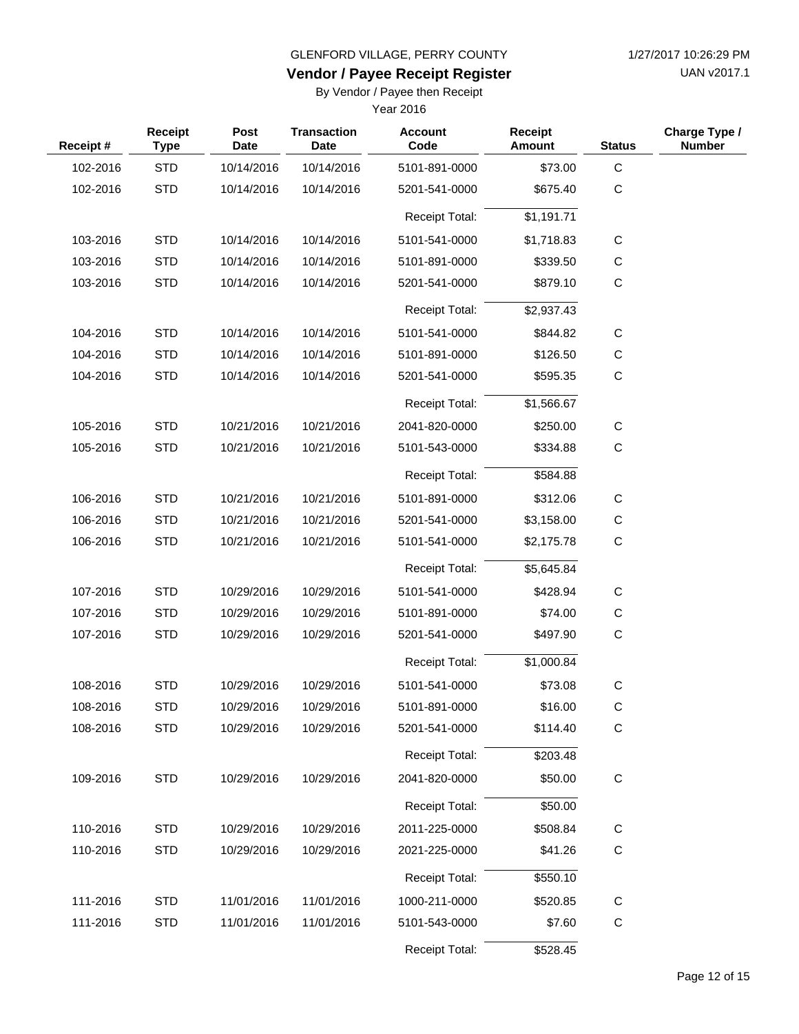GLENFORD VILLAGE, PERRY COUNTY

1/27/2017 10:26:29 PM

**Vendor / Payee Receipt Register**

UAN v2017.1

By Vendor / Payee then Receipt

Year 2016

| Receipt # | Receipt Type | Post Date | Transaction Date | Account Code | Receipt Amount | Status | Charge Type / Number |
|---|---|---|---|---|---|---|---|
| 102-2016 | STD | 10/14/2016 | 10/14/2016 | 5101-891-0000 | $73.00 | C | |
| 102-2016 | STD | 10/14/2016 | 10/14/2016 | 5201-541-0000 | $675.40 | C | |
| | | | | Receipt Total: | $1,191.71 | | |
| 103-2016 | STD | 10/14/2016 | 10/14/2016 | 5101-541-0000 | $1,718.83 | C | |
| 103-2016 | STD | 10/14/2016 | 10/14/2016 | 5101-891-0000 | $339.50 | C | |
| 103-2016 | STD | 10/14/2016 | 10/14/2016 | 5201-541-0000 | $879.10 | C | |
| | | | | Receipt Total: | $2,937.43 | | |
| 104-2016 | STD | 10/14/2016 | 10/14/2016 | 5101-541-0000 | $844.82 | C | |
| 104-2016 | STD | 10/14/2016 | 10/14/2016 | 5101-891-0000 | $126.50 | C | |
| 104-2016 | STD | 10/14/2016 | 10/14/2016 | 5201-541-0000 | $595.35 | C | |
| | | | | Receipt Total: | $1,566.67 | | |
| 105-2016 | STD | 10/21/2016 | 10/21/2016 | 2041-820-0000 | $250.00 | C | |
| 105-2016 | STD | 10/21/2016 | 10/21/2016 | 5101-543-0000 | $334.88 | C | |
| | | | | Receipt Total: | $584.88 | | |
| 106-2016 | STD | 10/21/2016 | 10/21/2016 | 5101-891-0000 | $312.06 | C | |
| 106-2016 | STD | 10/21/2016 | 10/21/2016 | 5201-541-0000 | $3,158.00 | C | |
| 106-2016 | STD | 10/21/2016 | 10/21/2016 | 5101-541-0000 | $2,175.78 | C | |
| | | | | Receipt Total: | $5,645.84 | | |
| 107-2016 | STD | 10/29/2016 | 10/29/2016 | 5101-541-0000 | $428.94 | C | |
| 107-2016 | STD | 10/29/2016 | 10/29/2016 | 5101-891-0000 | $74.00 | C | |
| 107-2016 | STD | 10/29/2016 | 10/29/2016 | 5201-541-0000 | $497.90 | C | |
| | | | | Receipt Total: | $1,000.84 | | |
| 108-2016 | STD | 10/29/2016 | 10/29/2016 | 5101-541-0000 | $73.08 | C | |
| 108-2016 | STD | 10/29/2016 | 10/29/2016 | 5101-891-0000 | $16.00 | C | |
| 108-2016 | STD | 10/29/2016 | 10/29/2016 | 5201-541-0000 | $114.40 | C | |
| | | | | Receipt Total: | $203.48 | | |
| 109-2016 | STD | 10/29/2016 | 10/29/2016 | 2041-820-0000 | $50.00 | C | |
| | | | | Receipt Total: | $50.00 | | |
| 110-2016 | STD | 10/29/2016 | 10/29/2016 | 2011-225-0000 | $508.84 | C | |
| 110-2016 | STD | 10/29/2016 | 10/29/2016 | 2021-225-0000 | $41.26 | C | |
| | | | | Receipt Total: | $550.10 | | |
| 111-2016 | STD | 11/01/2016 | 11/01/2016 | 1000-211-0000 | $520.85 | C | |
| 111-2016 | STD | 11/01/2016 | 11/01/2016 | 5101-543-0000 | $7.60 | C | |
| | | | | Receipt Total: | $528.45 | | |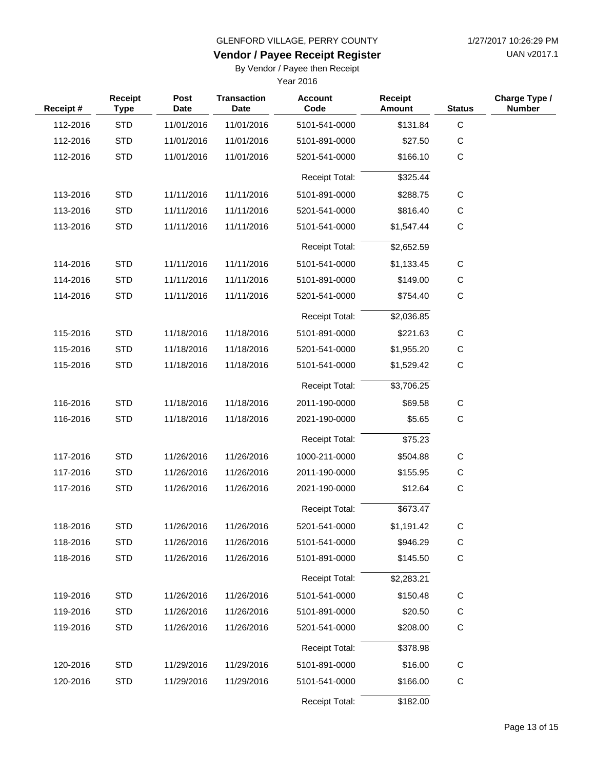GLENFORD VILLAGE, PERRY COUNTY

# Vendor / Payee Receipt Register

By Vendor / Payee then Receipt

Year 2016

| Receipt # | Receipt Type | Post Date | Transaction Date | Account Code | Receipt Amount | Status | Charge Type / Number |
|---|---|---|---|---|---|---|---|
| 112-2016 | STD | 11/01/2016 | 11/01/2016 | 5101-541-0000 | $131.84 | C | |
| 112-2016 | STD | 11/01/2016 | 11/01/2016 | 5101-891-0000 | $27.50 | C | |
| 112-2016 | STD | 11/01/2016 | 11/01/2016 | 5201-541-0000 | $166.10 | C | |
| | | | | Receipt Total: | $325.44 | | |
| 113-2016 | STD | 11/11/2016 | 11/11/2016 | 5101-891-0000 | $288.75 | C | |
| 113-2016 | STD | 11/11/2016 | 11/11/2016 | 5201-541-0000 | $816.40 | C | |
| 113-2016 | STD | 11/11/2016 | 11/11/2016 | 5101-541-0000 | $1,547.44 | C | |
| | | | | Receipt Total: | $2,652.59 | | |
| 114-2016 | STD | 11/11/2016 | 11/11/2016 | 5101-541-0000 | $1,133.45 | C | |
| 114-2016 | STD | 11/11/2016 | 11/11/2016 | 5101-891-0000 | $149.00 | C | |
| 114-2016 | STD | 11/11/2016 | 11/11/2016 | 5201-541-0000 | $754.40 | C | |
| | | | | Receipt Total: | $2,036.85 | | |
| 115-2016 | STD | 11/18/2016 | 11/18/2016 | 5101-891-0000 | $221.63 | C | |
| 115-2016 | STD | 11/18/2016 | 11/18/2016 | 5201-541-0000 | $1,955.20 | C | |
| 115-2016 | STD | 11/18/2016 | 11/18/2016 | 5101-541-0000 | $1,529.42 | C | |
| | | | | Receipt Total: | $3,706.25 | | |
| 116-2016 | STD | 11/18/2016 | 11/18/2016 | 2011-190-0000 | $69.58 | C | |
| 116-2016 | STD | 11/18/2016 | 11/18/2016 | 2021-190-0000 | $5.65 | C | |
| | | | | Receipt Total: | $75.23 | | |
| 117-2016 | STD | 11/26/2016 | 11/26/2016 | 1000-211-0000 | $504.88 | C | |
| 117-2016 | STD | 11/26/2016 | 11/26/2016 | 2011-190-0000 | $155.95 | C | |
| 117-2016 | STD | 11/26/2016 | 11/26/2016 | 2021-190-0000 | $12.64 | C | |
| | | | | Receipt Total: | $673.47 | | |
| 118-2016 | STD | 11/26/2016 | 11/26/2016 | 5201-541-0000 | $1,191.42 | C | |
| 118-2016 | STD | 11/26/2016 | 11/26/2016 | 5101-541-0000 | $946.29 | C | |
| 118-2016 | STD | 11/26/2016 | 11/26/2016 | 5101-891-0000 | $145.50 | C | |
| | | | | Receipt Total: | $2,283.21 | | |
| 119-2016 | STD | 11/26/2016 | 11/26/2016 | 5101-541-0000 | $150.48 | C | |
| 119-2016 | STD | 11/26/2016 | 11/26/2016 | 5101-891-0000 | $20.50 | C | |
| 119-2016 | STD | 11/26/2016 | 11/26/2016 | 5201-541-0000 | $208.00 | C | |
| | | | | Receipt Total: | $378.98 | | |
| 120-2016 | STD | 11/29/2016 | 11/29/2016 | 5101-891-0000 | $16.00 | C | |
| 120-2016 | STD | 11/29/2016 | 11/29/2016 | 5101-541-0000 | $166.00 | C | |
| | | | | Receipt Total: | $182.00 | | |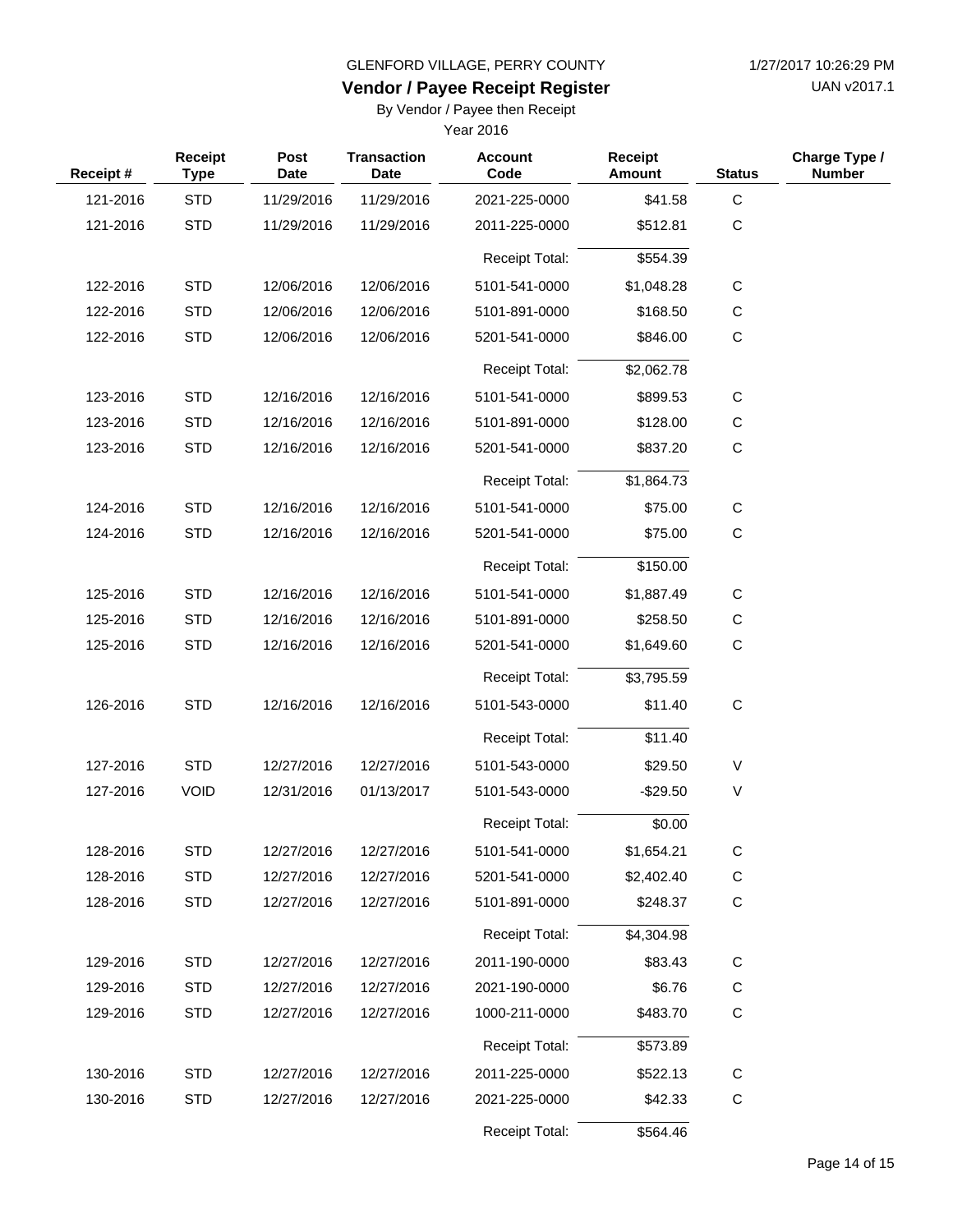GLENFORD VILLAGE, PERRY COUNTY

# Vendor / Payee Receipt Register

By Vendor / Payee then Receipt

Year 2016

1/27/2017 10:26:29 PM

UAN v2017.1

| Receipt # | Receipt Type | Post Date | Transaction Date | Account Code | Receipt Amount | Status | Charge Type / Number |
|---|---|---|---|---|---|---|---|
| 121-2016 | STD | 11/29/2016 | 11/29/2016 | 2021-225-0000 | $41.58 | C | |
| 121-2016 | STD | 11/29/2016 | 11/29/2016 | 2011-225-0000 | $512.81 | C | |
| | | | | Receipt Total: | $554.39 | | |
| 122-2016 | STD | 12/06/2016 | 12/06/2016 | 5101-541-0000 | $1,048.28 | C | |
| 122-2016 | STD | 12/06/2016 | 12/06/2016 | 5101-891-0000 | $168.50 | C | |
| 122-2016 | STD | 12/06/2016 | 12/06/2016 | 5201-541-0000 | $846.00 | C | |
| | | | | Receipt Total: | $2,062.78 | | |
| 123-2016 | STD | 12/16/2016 | 12/16/2016 | 5101-541-0000 | $899.53 | C | |
| 123-2016 | STD | 12/16/2016 | 12/16/2016 | 5101-891-0000 | $128.00 | C | |
| 123-2016 | STD | 12/16/2016 | 12/16/2016 | 5201-541-0000 | $837.20 | C | |
| | | | | Receipt Total: | $1,864.73 | | |
| 124-2016 | STD | 12/16/2016 | 12/16/2016 | 5101-541-0000 | $75.00 | C | |
| 124-2016 | STD | 12/16/2016 | 12/16/2016 | 5201-541-0000 | $75.00 | C | |
| | | | | Receipt Total: | $150.00 | | |
| 125-2016 | STD | 12/16/2016 | 12/16/2016 | 5101-541-0000 | $1,887.49 | C | |
| 125-2016 | STD | 12/16/2016 | 12/16/2016 | 5101-891-0000 | $258.50 | C | |
| 125-2016 | STD | 12/16/2016 | 12/16/2016 | 5201-541-0000 | $1,649.60 | C | |
| | | | | Receipt Total: | $3,795.59 | | |
| 126-2016 | STD | 12/16/2016 | 12/16/2016 | 5101-543-0000 | $11.40 | C | |
| | | | | Receipt Total: | $11.40 | | |
| 127-2016 | STD | 12/27/2016 | 12/27/2016 | 5101-543-0000 | $29.50 | V | |
| 127-2016 | VOID | 12/31/2016 | 01/13/2017 | 5101-543-0000 | -$29.50 | V | |
| | | | | Receipt Total: | $0.00 | | |
| 128-2016 | STD | 12/27/2016 | 12/27/2016 | 5101-541-0000 | $1,654.21 | C | |
| 128-2016 | STD | 12/27/2016 | 12/27/2016 | 5201-541-0000 | $2,402.40 | C | |
| 128-2016 | STD | 12/27/2016 | 12/27/2016 | 5101-891-0000 | $248.37 | C | |
| | | | | Receipt Total: | $4,304.98 | | |
| 129-2016 | STD | 12/27/2016 | 12/27/2016 | 2011-190-0000 | $83.43 | C | |
| 129-2016 | STD | 12/27/2016 | 12/27/2016 | 2021-190-0000 | $6.76 | C | |
| 129-2016 | STD | 12/27/2016 | 12/27/2016 | 1000-211-0000 | $483.70 | C | |
| | | | | Receipt Total: | $573.89 | | |
| 130-2016 | STD | 12/27/2016 | 12/27/2016 | 2011-225-0000 | $522.13 | C | |
| 130-2016 | STD | 12/27/2016 | 12/27/2016 | 2021-225-0000 | $42.33 | C | |
| | | | | Receipt Total: | $564.46 | | |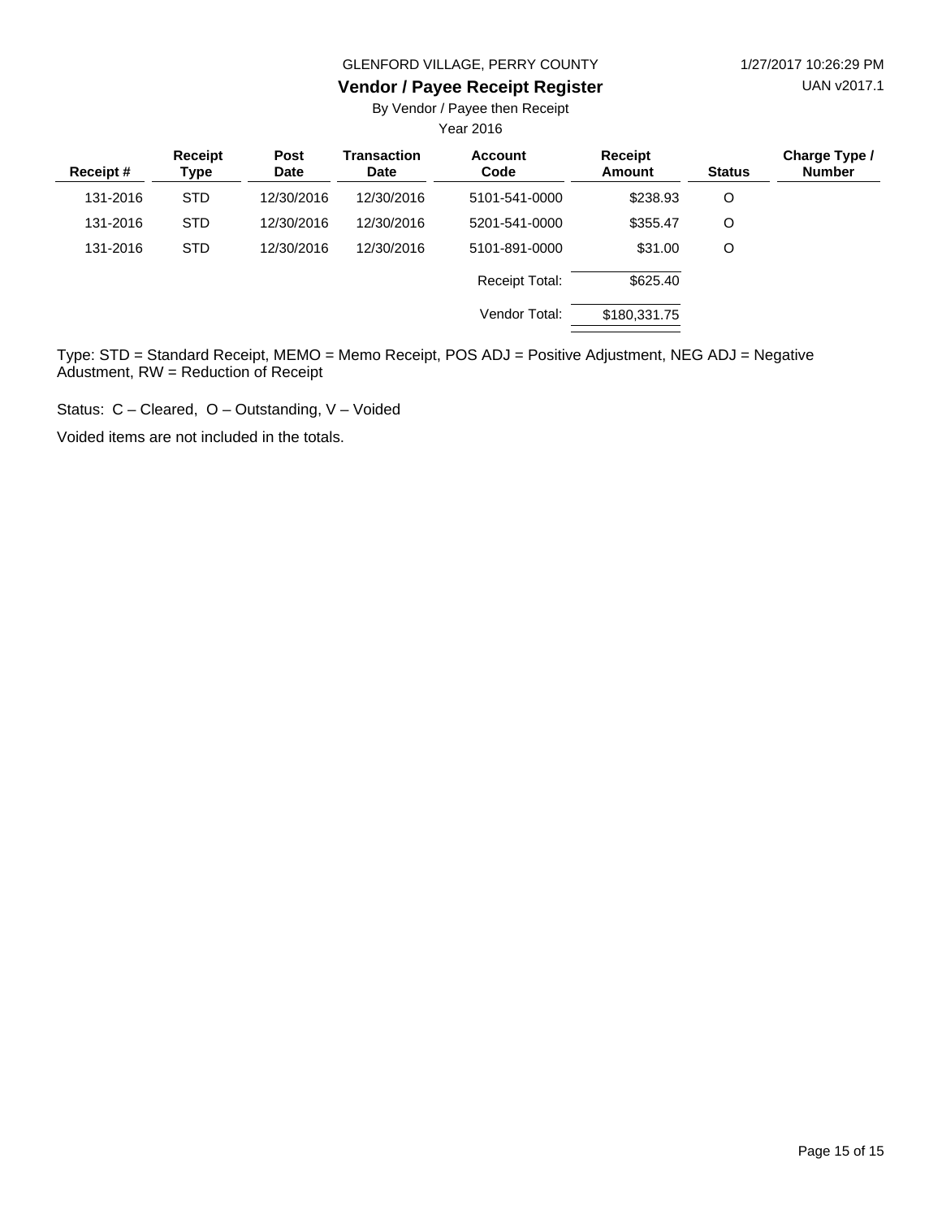GLENFORD VILLAGE, PERRY COUNTY

1/27/2017 10:26:29 PM

## Vendor / Payee Receipt Register

UAN v2017.1

By Vendor / Payee then Receipt

Year 2016

| Receipt # | Receipt Type | Post Date | Transaction Date | Account Code | Receipt Amount | Status | Charge Type / Number |
|---|---|---|---|---|---|---|---|
| 131-2016 | STD | 12/30/2016 | 12/30/2016 | 5101-541-0000 | $238.93 | O | |
| 131-2016 | STD | 12/30/2016 | 12/30/2016 | 5201-541-0000 | $355.47 | O | |
| 131-2016 | STD | 12/30/2016 | 12/30/2016 | 5101-891-0000 | $31.00 | O | |
| | | | | Receipt Total: | $625.40 | | |
| | | | | Vendor Total: | $180,331.75 | | |

Type: STD = Standard Receipt, MEMO = Memo Receipt, POS ADJ = Positive Adjustment, NEG ADJ = Negative Adustment, RW = Reduction of Receipt

Status: C – Cleared, O – Outstanding, V – Voided

Voided items are not included in the totals.